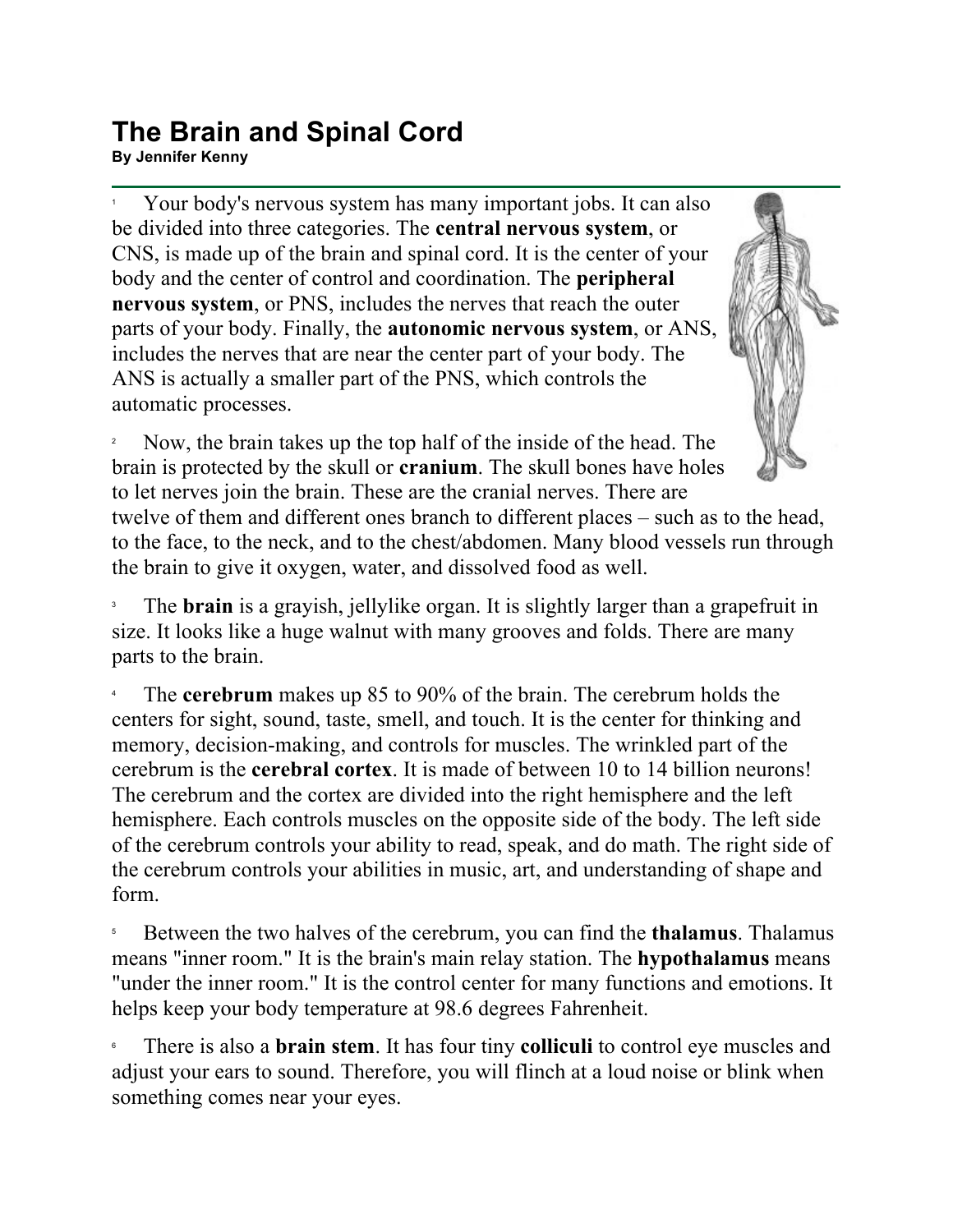# The Brain and Spinal Cord

**By Jennifer Kenny**

1 Your body's nervous system has many important jobs. It can also be divided into three categories. The **central nervous system**, or CNS, is made up of the brain and spinal cord. It is the center of your body and the center of control and coordination. The **peripheral nervous system**, or PNS, includes the nerves that reach the outer parts of your body. Finally, the **autonomic nervous system**, or ANS, includes the nerves that are near the center part of your body. The ANS is actually a smaller part of the PNS, which controls the automatic processes.

2 Now, the brain takes up the top half of the inside of the head. The brain is protected by the skull or **cranium**. The skull bones have holes to let nerves join the brain. These are the cranial nerves. There are twelve of them and different ones branch to different places – such as to the head, to the face, to the neck, and to the chest/abdomen. Many blood vessels run through the brain to give it oxygen, water, and dissolved food as well.

3 The **brain** is a grayish, jellylike organ. It is slightly larger than a grapefruit in size. It looks like a huge walnut with many grooves and folds. There are many parts to the brain.

4 The **cerebrum** makes up 85 to 90% of the brain. The cerebrum holds the centers for sight, sound, taste, smell, and touch. It is the center for thinking and memory, decision-making, and controls for muscles. The wrinkled part of the cerebrum is the **cerebral cortex**. It is made of between 10 to 14 billion neurons! The cerebrum and the cortex are divided into the right hemisphere and the left hemisphere. Each controls muscles on the opposite side of the body. The left side of the cerebrum controls your ability to read, speak, and do math. The right side of the cerebrum controls your abilities in music, art, and understanding of shape and form.

5 Between the two halves of the cerebrum, you can find the **thalamus**. Thalamus means "inner room." It is the brain's main relay station. The **hypothalamus** means "under the inner room." It is the control center for many functions and emotions. It helps keep your body temperature at 98.6 degrees Fahrenheit.

6 There is also a **brain stem**. It has four tiny **colliculi** to control eye muscles and adjust your ears to sound. Therefore, you will flinch at a loud noise or blink when something comes near your eyes.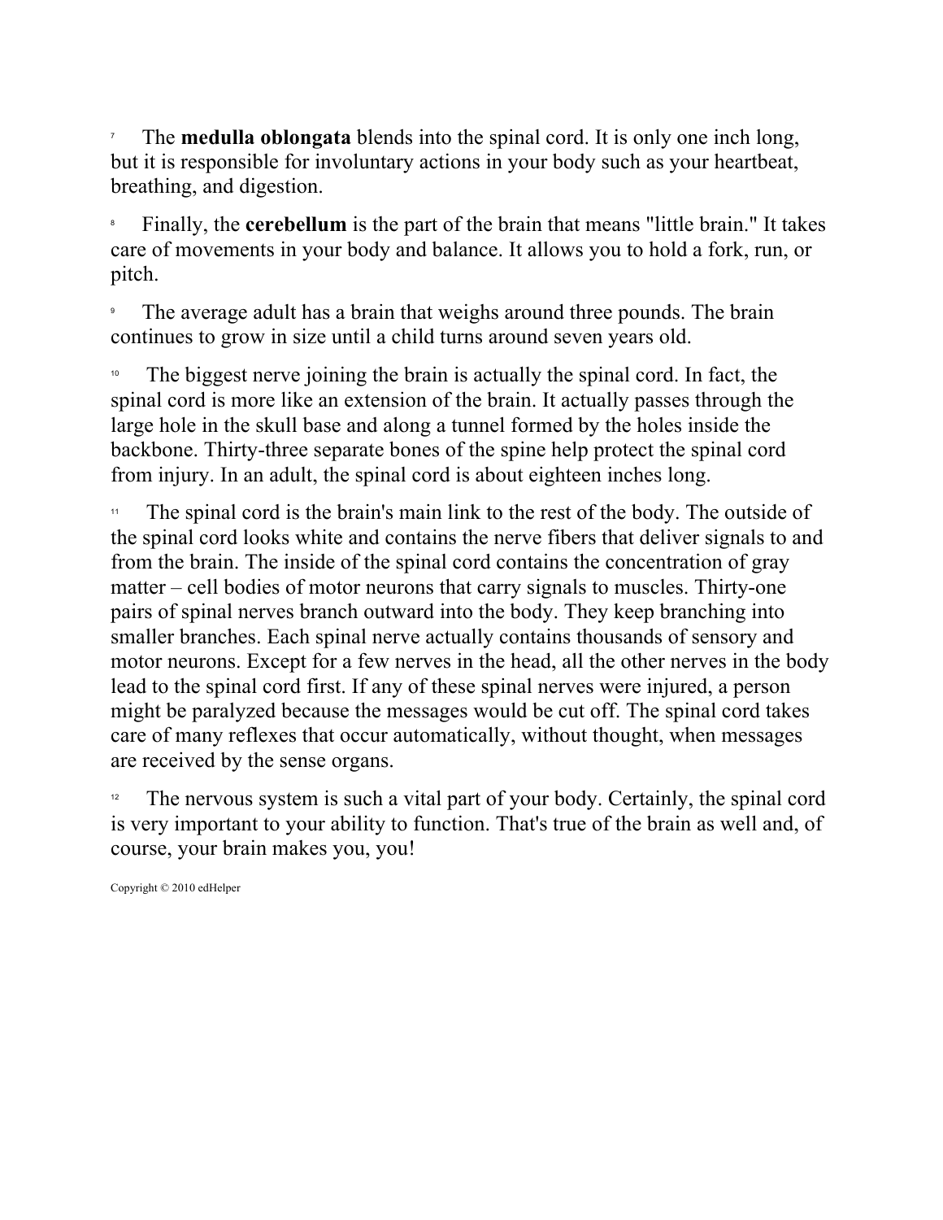[7] The **medulla oblongata** blends into the spinal cord. It is only one inch long, but it is responsible for involuntary actions in your body such as your heartbeat, breathing, and digestion.

[8] Finally, the **cerebellum** is the part of the brain that means "little brain." It takes care of movements in your body and balance. It allows you to hold a fork, run, or pitch.

[9] The average adult has a brain that weighs around three pounds. The brain continues to grow in size until a child turns around seven years old.

[10] The biggest nerve joining the brain is actually the spinal cord. In fact, the spinal cord is more like an extension of the brain. It actually passes through the large hole in the skull base and along a tunnel formed by the holes inside the backbone. Thirty-three separate bones of the spine help protect the spinal cord from injury. In an adult, the spinal cord is about eighteen inches long.

[11] The spinal cord is the brain's main link to the rest of the body. The outside of the spinal cord looks white and contains the nerve fibers that deliver signals to and from the brain. The inside of the spinal cord contains the concentration of gray matter – cell bodies of motor neurons that carry signals to muscles. Thirty-one pairs of spinal nerves branch outward into the body. They keep branching into smaller branches. Each spinal nerve actually contains thousands of sensory and motor neurons. Except for a few nerves in the head, all the other nerves in the body lead to the spinal cord first. If any of these spinal nerves were injured, a person might be paralyzed because the messages would be cut off. The spinal cord takes care of many reflexes that occur automatically, without thought, when messages are received by the sense organs.

[12] The nervous system is such a vital part of your body. Certainly, the spinal cord is very important to your ability to function. That's true of the brain as well and, of course, your brain makes you, you!

Copyright © 2010 edHelper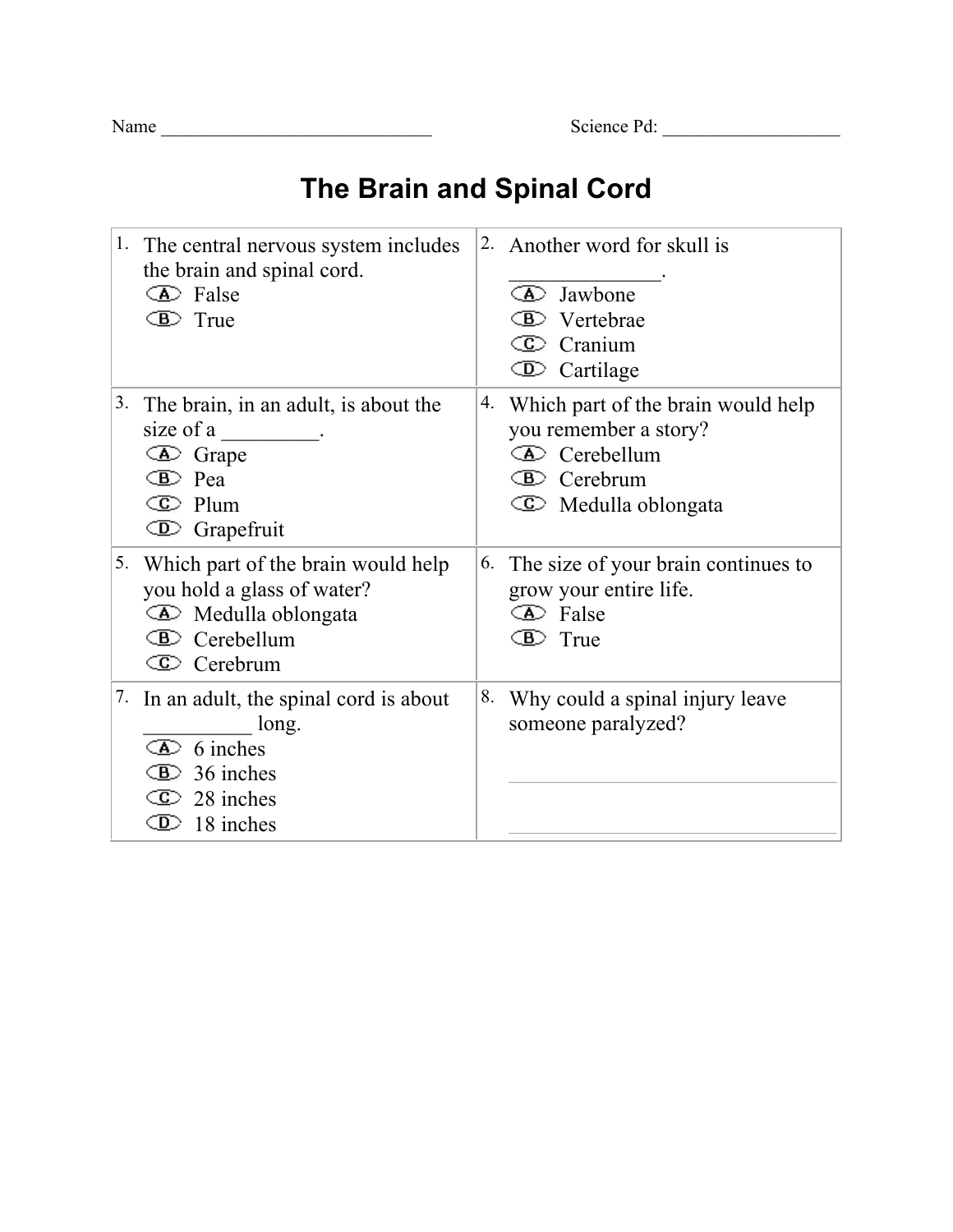Name _____________________________ Science Pd: ___________________

# The Brain and Spinal Cord

1. The central nervous system includes the brain and spinal cord.
   - A) False
   - B) True

2. Another word for skull is _______________.
   - A) Jawbone
   - B) Vertebrae
   - C) Cranium
   - D) Cartilage

3. The brain, in an adult, is about the size of a _________.
   - A) Grape
   - B) Pea
   - C) Plum
   - D) Grapefruit

4. Which part of the brain would help you remember a story?
   - A) Cerebellum
   - B) Cerebrum
   - C) Medulla oblongata

5. Which part of the brain would help you hold a glass of water?
   - A) Medulla oblongata
   - B) Cerebellum
   - C) Cerebrum

6. The size of your brain continues to grow your entire life.
   - A) False
   - B) True

7. In an adult, the spinal cord is about __________ long.
   - A) 6 inches
   - B) 36 inches
   - C) 28 inches
   - D) 18 inches

8. Why could a spinal injury leave someone paralyzed?

   ___________________________________________

   ___________________________________________